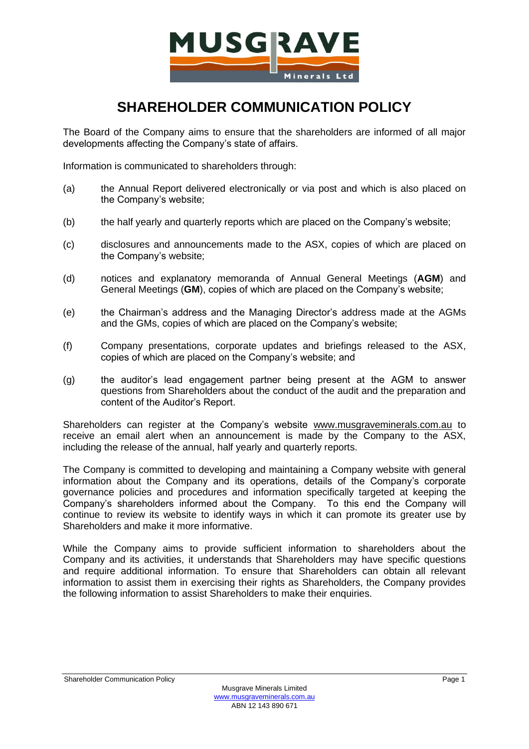# SHAREHOLDER COMMUNICATION POLICY

The Board of the Company aims to ensure that the shareholders are informed of all major developments affecting the Company's state of affairs.

Information is communicated to shareholders through:

(a) the Annual Report delivered electronically or via post and which is also placed on the Company's website;

(b) the half yearly and quarterly reports which are placed on the Company's website;

(c) disclosures and announcements made to the ASX, copies of which are placed on the Company's website;

(d) notices and explanatory memoranda of Annual General Meetings (**AGM**) and General Meetings (**GM**), copies of which are placed on the Company's website;

(e) the Chairman's address and the Managing Director's address made at the AGMs and the GMs, copies of which are placed on the Company's website;

(f) Company presentations, corporate updates and briefings released to the ASX, copies of which are placed on the Company's website; and

(g) the auditor's lead engagement partner being present at the AGM to answer questions from Shareholders about the conduct of the audit and the preparation and content of the Auditor's Report.

Shareholders can register at the Company's website www.musgraveminerals.com.au to receive an email alert when an announcement is made by the Company to the ASX, including the release of the annual, half yearly and quarterly reports.

The Company is committed to developing and maintaining a Company website with general information about the Company and its operations, details of the Company's corporate governance policies and procedures and information specifically targeted at keeping the Company's shareholders informed about the Company. To this end the Company will continue to review its website to identify ways in which it can promote its greater use by Shareholders and make it more informative.

While the Company aims to provide sufficient information to shareholders about the Company and its activities, it understands that Shareholders may have specific questions and require additional information. To ensure that Shareholders can obtain all relevant information to assist them in exercising their rights as Shareholders, the Company provides the following information to assist Shareholders to make their enquiries.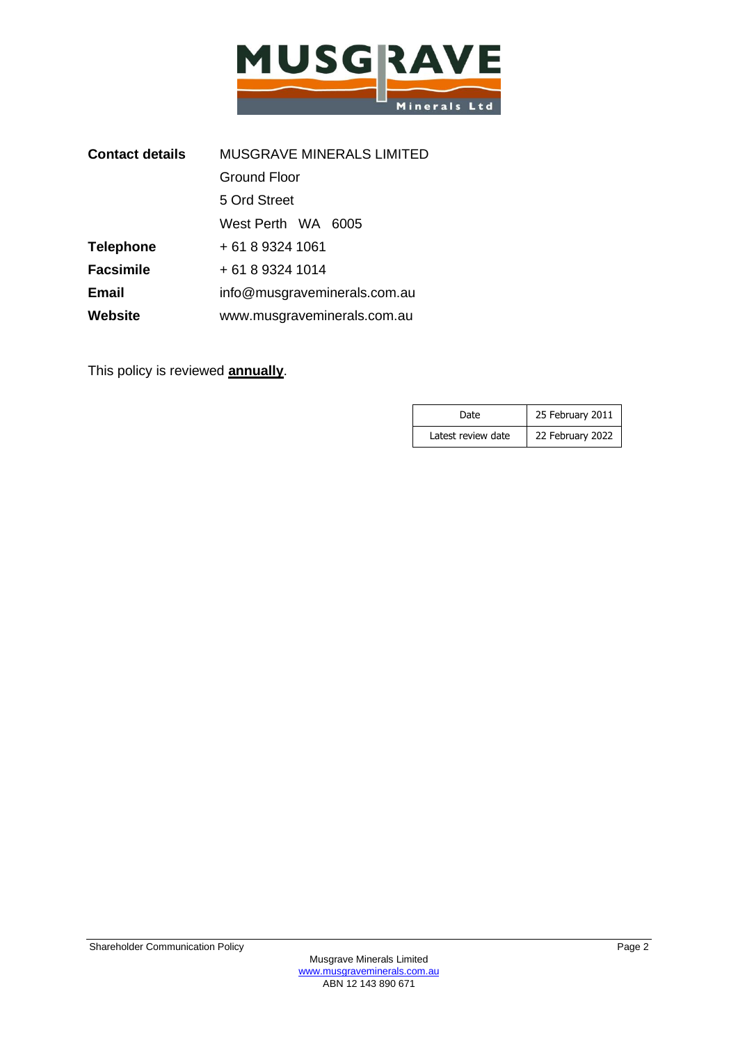MUSGRAVE Minerals Ltd

| | |
|---|---|
| **Contact details** | MUSGRAVE MINERALS LIMITED |
| | Ground Floor |
| | 5 Ord Street |
| | West Perth WA 6005 |
| **Telephone** | + 61 8 9324 1061 |
| **Facsimile** | + 61 8 9324 1014 |
| **Email** | info@musgraveminerals.com.au |
| **Website** | www.musgraveminerals.com.au |

This policy is reviewed **annually**.

| | |
|---|---|
| Date | 25 February 2011 |
| Latest review date | 22 February 2022 |

Musgrave Minerals Limited
www.musgraveminerals.com.au
ABN 12 143 890 671